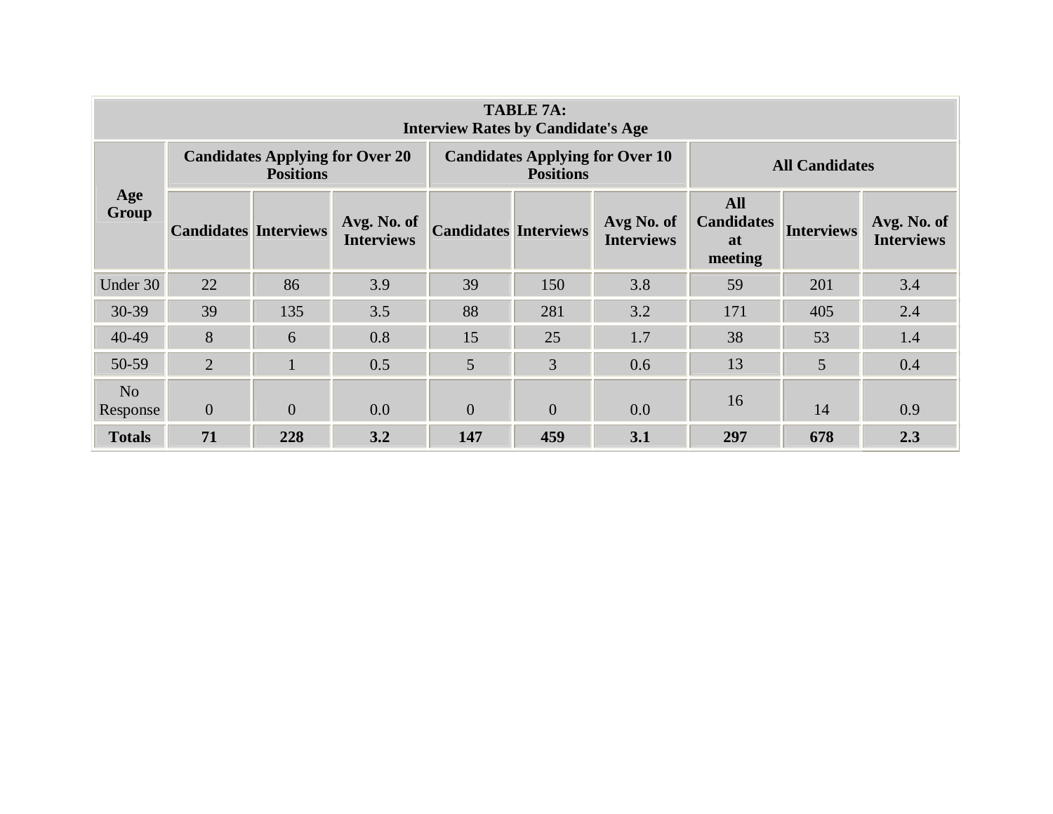| TABLE 7A: Interview Rates by Candidate's Age | | | | | | | | | |
|---|---|---|---|---|---|---|---|---|---|
| **Age Group** | **Candidates Applying for Over 20 Positions** | | | **Candidates Applying for Over 10 Positions** | | | **All Candidates** | | |
| | **Candidates** | **Interviews** | **Avg. No. of Interviews** | **Candidates** | **Interviews** | **Avg No. of Interviews** | **All Candidates at meeting** | **Interviews** | **Avg. No. of Interviews** |
| Under 30 | 22 | 86 | 3.9 | 39 | 150 | 3.8 | 59 | 201 | 3.4 |
| 30-39 | 39 | 135 | 3.5 | 88 | 281 | 3.2 | 171 | 405 | 2.4 |
| 40-49 | 8 | 6 | 0.8 | 15 | 25 | 1.7 | 38 | 53 | 1.4 |
| 50-59 | 2 | 1 | 0.5 | 5 | 3 | 0.6 | 13 | 5 | 0.4 |
| No Response | 0 | 0 | 0.0 | 0 | 0 | 0.0 | 16 | 14 | 0.9 |
| **Totals** | **71** | **228** | **3.2** | **147** | **459** | **3.1** | **297** | **678** | **2.3** |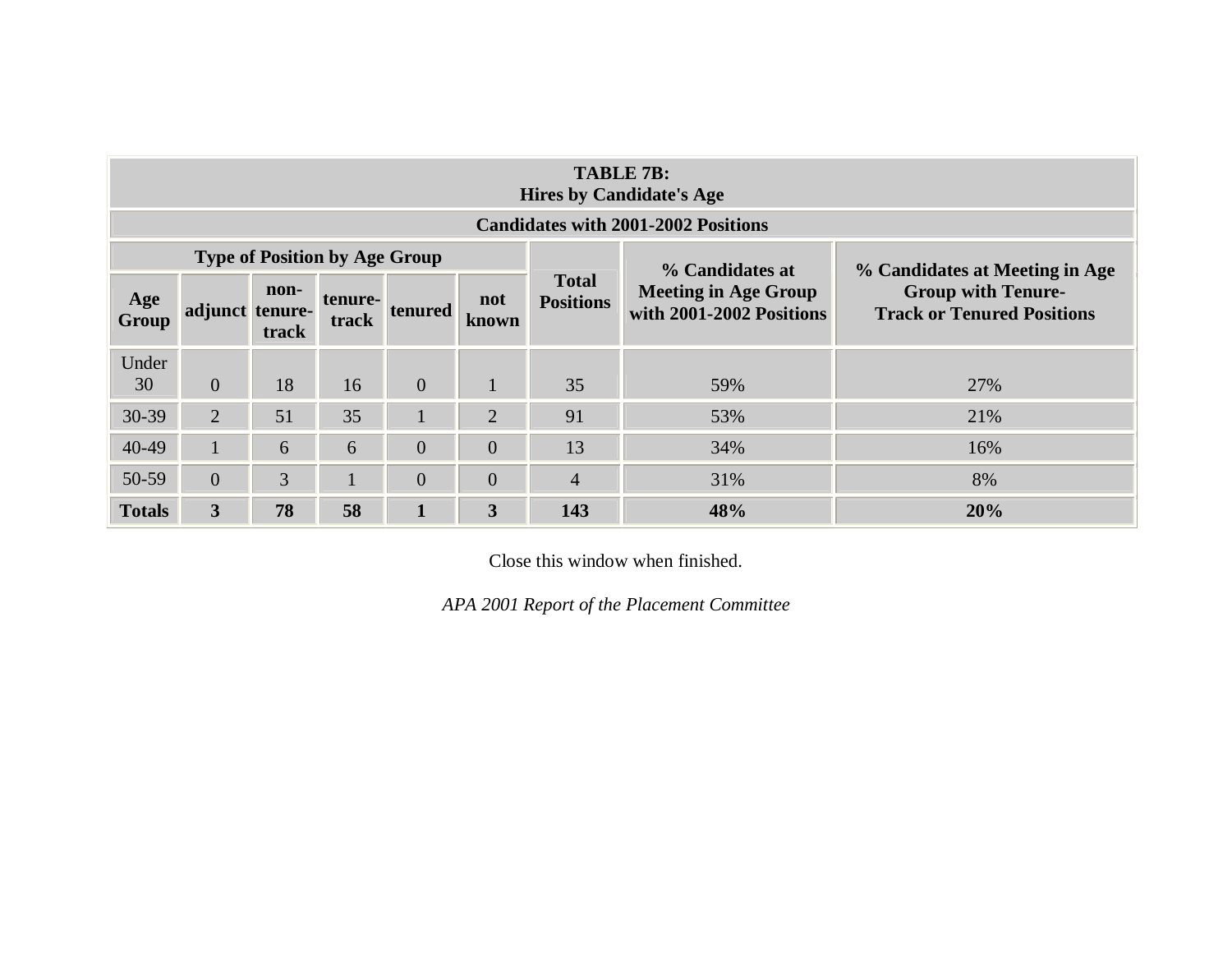| TABLE 7B: Hires by Candidate's Age | | | | | | | | |
|---|---|---|---|---|---|---|---|---|
| Candidates with 2001-2002 Positions | | | | | | | | |
| Type of Position by Age Group | | | | | | Total Positions | % Candidates at Meeting in Age Group with 2001-2002 Positions | % Candidates at Meeting in Age Group with Tenure-Track or Tenured Positions |
| **Age Group** | **adjunct** | **non-tenure-track** | **tenure-track** | **tenured** | **not known** | | | |
| Under 30 | 0 | 18 | 16 | 0 | 1 | 35 | 59% | 27% |
| 30-39 | 2 | 51 | 35 | 1 | 2 | 91 | 53% | 21% |
| 40-49 | 1 | 6 | 6 | 0 | 0 | 13 | 34% | 16% |
| 50-59 | 0 | 3 | 1 | 0 | 0 | 4 | 31% | 8% |
| **Totals** | **3** | **78** | **58** | **1** | **3** | **143** | **48%** | **20%** |

Close this window when finished.

*APA 2001 Report of the Placement Committee*